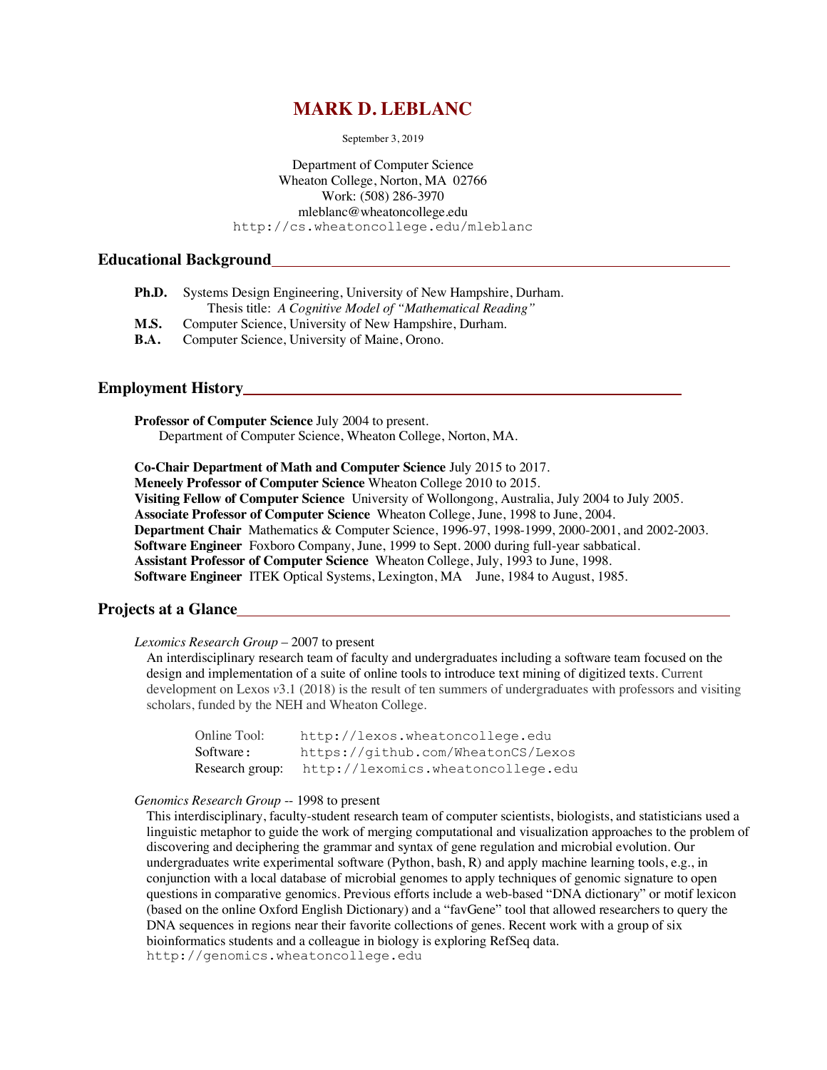# MARK D. LEBLANC

September 3, 2019

Department of Computer Science
Wheaton College, Norton, MA 02766
Work: (508) 286-3970
mleblanc@wheatoncollege.edu
http://cs.wheatoncollege.edu/mleblanc

## Educational Background

**Ph.D.** Systems Design Engineering, University of New Hampshire, Durham.
Thesis title: *A Cognitive Model of "Mathematical Reading"*

**M.S.** Computer Science, University of New Hampshire, Durham.

**B.A.** Computer Science, University of Maine, Orono.

## Employment History

**Professor of Computer Science** July 2004 to present.
Department of Computer Science, Wheaton College, Norton, MA.

**Co-Chair Department of Math and Computer Science** July 2015 to 2017.
**Meneely Professor of Computer Science** Wheaton College 2010 to 2015.
**Visiting Fellow of Computer Science** University of Wollongong, Australia, July 2004 to July 2005.
**Associate Professor of Computer Science** Wheaton College, June, 1998 to June, 2004.
**Department Chair** Mathematics & Computer Science, 1996-97, 1998-1999, 2000-2001, and 2002-2003.
**Software Engineer** Foxboro Company, June, 1999 to Sept. 2000 during full-year sabbatical.
**Assistant Professor of Computer Science** Wheaton College, July, 1993 to June, 1998.
**Software Engineer** ITEK Optical Systems, Lexington, MA June, 1984 to August, 1985.

## Projects at a Glance

*Lexomics Research Group* – 2007 to present

An interdisciplinary research team of faculty and undergraduates including a software team focused on the design and implementation of a suite of online tools to introduce text mining of digitized texts. Current development on Lexos *v*3.1 (2018) is the result of ten summers of undergraduates with professors and visiting scholars, funded by the NEH and Wheaton College.

| | |
|---|---|
| Online Tool: | http://lexos.wheatoncollege.edu |
| Software: | https://github.com/WheatonCS/Lexos |
| Research group: | http://lexomics.wheatoncollege.edu |

*Genomics Research Group* -- 1998 to present

This interdisciplinary, faculty-student research team of computer scientists, biologists, and statisticians used a linguistic metaphor to guide the work of merging computational and visualization approaches to the problem of discovering and deciphering the grammar and syntax of gene regulation and microbial evolution. Our undergraduates write experimental software (Python, bash, R) and apply machine learning tools, e.g., in conjunction with a local database of microbial genomes to apply techniques of genomic signature to open questions in comparative genomics. Previous efforts include a web-based "DNA dictionary" or motif lexicon (based on the online Oxford English Dictionary) and a "favGene" tool that allowed researchers to query the DNA sequences in regions near their favorite collections of genes. Recent work with a group of six bioinformatics students and a colleague in biology is exploring RefSeq data.
http://genomics.wheatoncollege.edu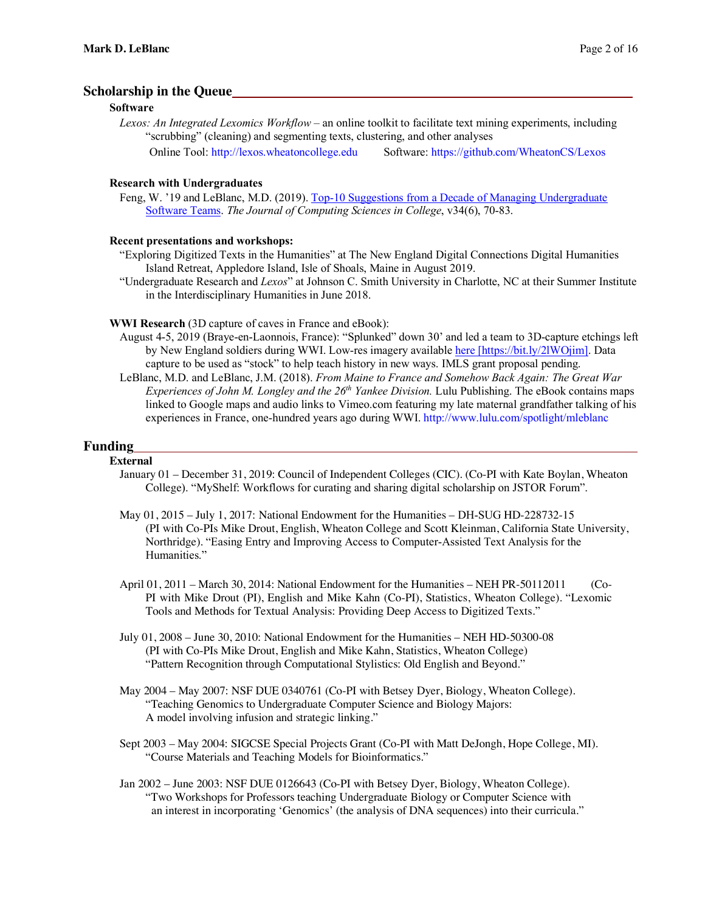## Scholarship in the Queue

### Software

*Lexos: An Integrated Lexomics Workflow* – an online toolkit to facilitate text mining experiments, including "scrubbing" (cleaning) and segmenting texts, clustering, and other analyses

Online Tool: http://lexos.wheatoncollege.edu Software: https://github.com/WheatonCS/Lexos

### Research with Undergraduates

Feng, W. '19 and LeBlanc, M.D. (2019). Top-10 Suggestions from a Decade of Managing Undergraduate Software Teams. *The Journal of Computing Sciences in College*, v34(6), 70-83.

### Recent presentations and workshops:

"Exploring Digitized Texts in the Humanities" at The New England Digital Connections Digital Humanities Island Retreat, Appledore Island, Isle of Shoals, Maine in August 2019.

"Undergraduate Research and *Lexos*" at Johnson C. Smith University in Charlotte, NC at their Summer Institute in the Interdisciplinary Humanities in June 2018.

**WWI Research** (3D capture of caves in France and eBook):

August 4-5, 2019 (Braye-en-Laonnois, France): "Splunked" down 30' and led a team to 3D-capture etchings left by New England soldiers during WWI. Low-res imagery available here [https://bit.ly/2lWOjim]. Data capture to be used as "stock" to help teach history in new ways. IMLS grant proposal pending.

LeBlanc, M.D. and LeBlanc, J.M. (2018). *From Maine to France and Somehow Back Again: The Great War Experiences of John M. Longley and the 26th Yankee Division.* Lulu Publishing. The eBook contains maps linked to Google maps and audio links to Vimeo.com featuring my late maternal grandfather talking of his experiences in France, one-hundred years ago during WWI. http://www.lulu.com/spotlight/mleblanc

## Funding

### External

January 01 – December 31, 2019: Council of Independent Colleges (CIC). (Co-PI with Kate Boylan, Wheaton College). "MyShelf: Workflows for curating and sharing digital scholarship on JSTOR Forum".

May 01, 2015 – July 1, 2017: National Endowment for the Humanities – DH-SUG HD-228732-15 (PI with Co-PIs Mike Drout, English, Wheaton College and Scott Kleinman, California State University, Northridge). "Easing Entry and Improving Access to Computer-Assisted Text Analysis for the Humanities."

April 01, 2011 – March 30, 2014: National Endowment for the Humanities – NEH PR-50112011 (Co-PI with Mike Drout (PI), English and Mike Kahn (Co-PI), Statistics, Wheaton College). "Lexomic Tools and Methods for Textual Analysis: Providing Deep Access to Digitized Texts."

July 01, 2008 – June 30, 2010: National Endowment for the Humanities – NEH HD-50300-08 (PI with Co-PIs Mike Drout, English and Mike Kahn, Statistics, Wheaton College) "Pattern Recognition through Computational Stylistics: Old English and Beyond."

May 2004 – May 2007: NSF DUE 0340761 (Co-PI with Betsey Dyer, Biology, Wheaton College). "Teaching Genomics to Undergraduate Computer Science and Biology Majors: A model involving infusion and strategic linking."

Sept 2003 – May 2004: SIGCSE Special Projects Grant (Co-PI with Matt DeJongh, Hope College, MI). "Course Materials and Teaching Models for Bioinformatics."

Jan 2002 – June 2003: NSF DUE 0126643 (Co-PI with Betsey Dyer, Biology, Wheaton College). "Two Workshops for Professors teaching Undergraduate Biology or Computer Science with an interest in incorporating 'Genomics' (the analysis of DNA sequences) into their curricula."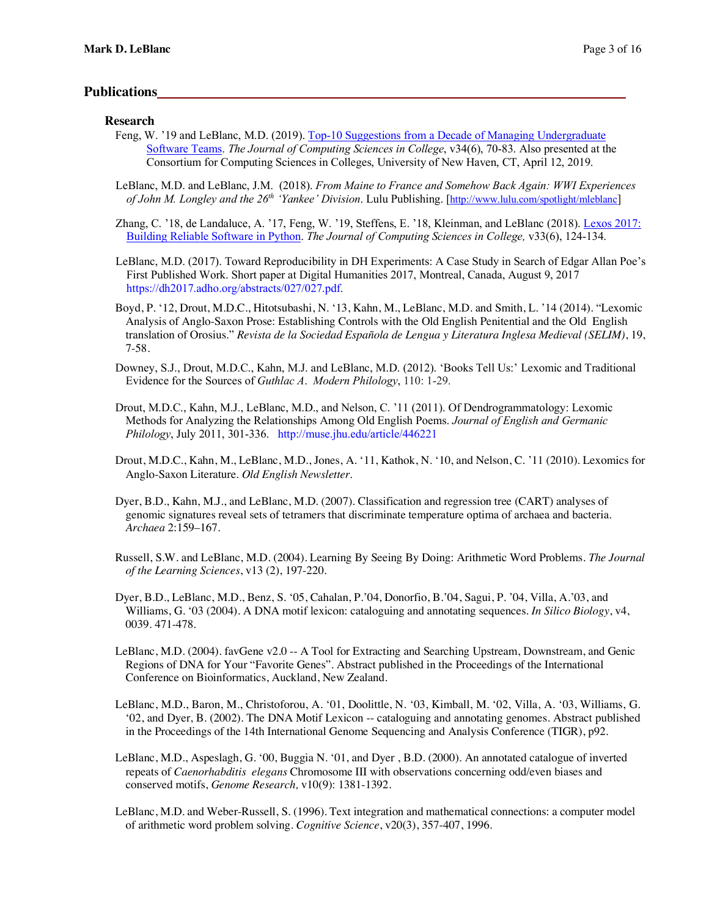## Publications

### Research

Feng, W. '19 and LeBlanc, M.D. (2019). [Top-10 Suggestions from a Decade of Managing Undergraduate Software Teams](). *The Journal of Computing Sciences in College*, v34(6), 70-83. Also presented at the Consortium for Computing Sciences in Colleges, University of New Haven, CT, April 12, 2019.

LeBlanc, M.D. and LeBlanc, J.M. (2018). *From Maine to France and Somehow Back Again: WWI Experiences of John M. Longley and the 26th 'Yankee' Division*. Lulu Publishing. [http://www.lulu.com/spotlight/mleblanc]

Zhang, C. '18, de Landaluce, A. '17, Feng, W. '19, Steffens, E. '18, Kleinman, and LeBlanc (2018). [Lexos 2017: Building Reliable Software in Python](). *The Journal of Computing Sciences in College,* v33(6), 124-134.

LeBlanc, M.D. (2017). Toward Reproducibility in DH Experiments: A Case Study in Search of Edgar Allan Poe's First Published Work. Short paper at Digital Humanities 2017, Montreal, Canada, August 9, 2017 https://dh2017.adho.org/abstracts/027/027.pdf.

Boyd, P. '12, Drout, M.D.C., Hitotsubashi, N. '13, Kahn, M., LeBlanc, M.D. and Smith, L. '14 (2014). "Lexomic Analysis of Anglo-Saxon Prose: Establishing Controls with the Old English Penitential and the Old English translation of Orosius." *Revista de la Sociedad Española de Lengua y Literatura Inglesa Medieval (SELIM)*, 19, 7-58.

Downey, S.J., Drout, M.D.C., Kahn, M.J. and LeBlanc, M.D. (2012). 'Books Tell Us:' Lexomic and Traditional Evidence for the Sources of *Guthlac A*. *Modern Philology*, 110: 1-29.

Drout, M.D.C., Kahn, M.J., LeBlanc, M.D., and Nelson, C. '11 (2011). Of Dendrogrammatology: Lexomic Methods for Analyzing the Relationships Among Old English Poems. *Journal of English and Germanic Philology*, July 2011, 301-336. http://muse.jhu.edu/article/446221

Drout, M.D.C., Kahn, M., LeBlanc, M.D., Jones, A. '11, Kathok, N. '10, and Nelson, C. '11 (2010). Lexomics for Anglo-Saxon Literature. *Old English Newsletter*.

Dyer, B.D., Kahn, M.J., and LeBlanc, M.D. (2007). Classification and regression tree (CART) analyses of genomic signatures reveal sets of tetramers that discriminate temperature optima of archaea and bacteria. *Archaea* 2:159–167.

Russell, S.W. and LeBlanc, M.D. (2004). Learning By Seeing By Doing: Arithmetic Word Problems. *The Journal of the Learning Sciences*, v13 (2), 197-220.

Dyer, B.D., LeBlanc, M.D., Benz, S. '05, Cahalan, P.'04, Donorfio, B.'04, Sagui, P. '04, Villa, A.'03, and Williams, G. '03 (2004). A DNA motif lexicon: cataloguing and annotating sequences. *In Silico Biology*, v4, 0039. 471-478.

LeBlanc, M.D. (2004). favGene v2.0 -- A Tool for Extracting and Searching Upstream, Downstream, and Genic Regions of DNA for Your "Favorite Genes". Abstract published in the Proceedings of the International Conference on Bioinformatics, Auckland, New Zealand.

LeBlanc, M.D., Baron, M., Christoforou, A. '01, Doolittle, N. '03, Kimball, M. '02, Villa, A. '03, Williams, G. '02, and Dyer, B. (2002). The DNA Motif Lexicon -- cataloguing and annotating genomes. Abstract published in the Proceedings of the 14th International Genome Sequencing and Analysis Conference (TIGR), p92.

LeBlanc, M.D., Aspeslagh, G. '00, Buggia N. '01, and Dyer , B.D. (2000). An annotated catalogue of inverted repeats of *Caenorhabditis elegans* Chromosome III with observations concerning odd/even biases and conserved motifs, *Genome Research,* v10(9): 1381-1392.

LeBlanc, M.D. and Weber-Russell, S. (1996). Text integration and mathematical connections: a computer model of arithmetic word problem solving. *Cognitive Science*, v20(3), 357-407, 1996.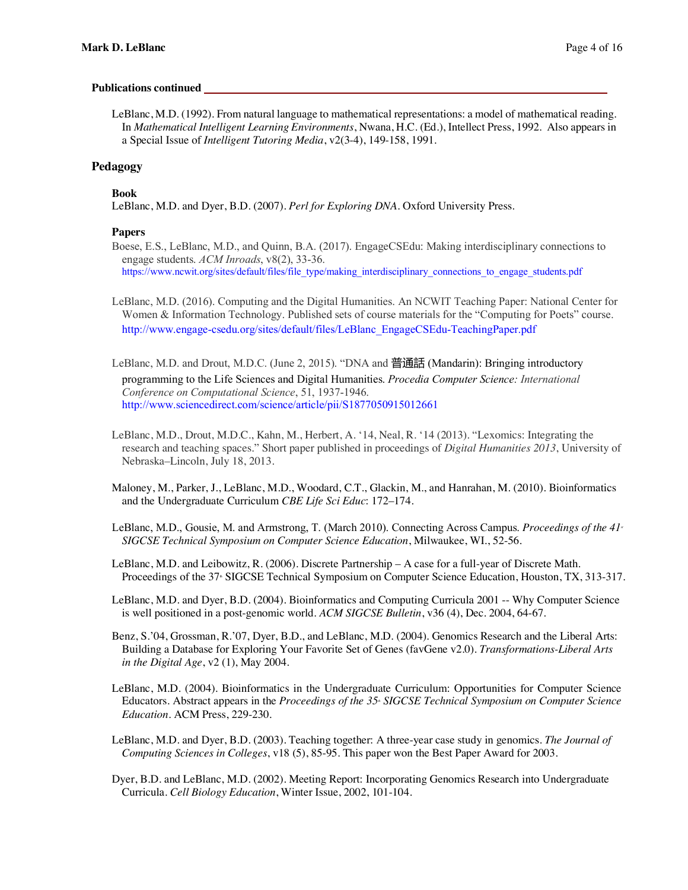### Publications continued

LeBlanc, M.D. (1992). From natural language to mathematical representations: a model of mathematical reading. In *Mathematical Intelligent Learning Environments*, Nwana, H.C. (Ed.), Intellect Press, 1992. Also appears in a Special Issue of *Intelligent Tutoring Media*, v2(3-4), 149-158, 1991.

## Pedagogy

### Book

LeBlanc, M.D. and Dyer, B.D. (2007). *Perl for Exploring DNA*. Oxford University Press.

### Papers

Boese, E.S., LeBlanc, M.D., and Quinn, B.A. (2017). EngageCSEdu: Making interdisciplinary connections to engage students. *ACM Inroads*, v8(2), 33-36. https://www.ncwit.org/sites/default/files/file_type/making_interdisciplinary_connections_to_engage_students.pdf

LeBlanc, M.D. (2016). Computing and the Digital Humanities. An NCWIT Teaching Paper: National Center for Women & Information Technology. Published sets of course materials for the "Computing for Poets" course. http://www.engage-csedu.org/sites/default/files/LeBlanc_EngageCSEdu-TeachingPaper.pdf

LeBlanc, M.D. and Drout, M.D.C. (June 2, 2015). "DNA and 普通話 (Mandarin): Bringing introductory programming to the Life Sciences and Digital Humanities. *Procedia Computer Science: International Conference on Computational Science*, 51, 1937-1946. http://www.sciencedirect.com/science/article/pii/S1877050915012661

LeBlanc, M.D., Drout, M.D.C., Kahn, M., Herbert, A. '14, Neal, R. '14 (2013). "Lexomics: Integrating the research and teaching spaces." Short paper published in proceedings of *Digital Humanities 2013*, University of Nebraska–Lincoln, July 18, 2013.

Maloney, M., Parker, J., LeBlanc, M.D., Woodard, C.T., Glackin, M., and Hanrahan, M. (2010). Bioinformatics and the Undergraduate Curriculum *CBE Life Sci Educ*: 172–174.

LeBlanc, M.D., Gousie, M. and Armstrong, T. (March 2010). Connecting Across Campus. *Proceedings of the 41st SIGCSE Technical Symposium on Computer Science Education*, Milwaukee, WI., 52-56.

LeBlanc, M.D. and Leibowitz, R. (2006). Discrete Partnership – A case for a full-year of Discrete Math. Proceedings of the 37th SIGCSE Technical Symposium on Computer Science Education, Houston, TX, 313-317.

LeBlanc, M.D. and Dyer, B.D. (2004). Bioinformatics and Computing Curricula 2001 -- Why Computer Science is well positioned in a post-genomic world. *ACM SIGCSE Bulletin*, v36 (4), Dec. 2004, 64-67.

Benz, S.'04, Grossman, R.'07, Dyer, B.D., and LeBlanc, M.D. (2004). Genomics Research and the Liberal Arts: Building a Database for Exploring Your Favorite Set of Genes (favGene v2.0). *Transformations-Liberal Arts in the Digital Age*, v2 (1), May 2004.

LeBlanc, M.D. (2004). Bioinformatics in the Undergraduate Curriculum: Opportunities for Computer Science Educators. Abstract appears in the *Proceedings of the 35th SIGCSE Technical Symposium on Computer Science Education*. ACM Press, 229-230.

LeBlanc, M.D. and Dyer, B.D. (2003). Teaching together: A three-year case study in genomics. *The Journal of Computing Sciences in Colleges*, v18 (5), 85-95. This paper won the Best Paper Award for 2003.

Dyer, B.D. and LeBlanc, M.D. (2002). Meeting Report: Incorporating Genomics Research into Undergraduate Curricula. *Cell Biology Education*, Winter Issue, 2002, 101-104.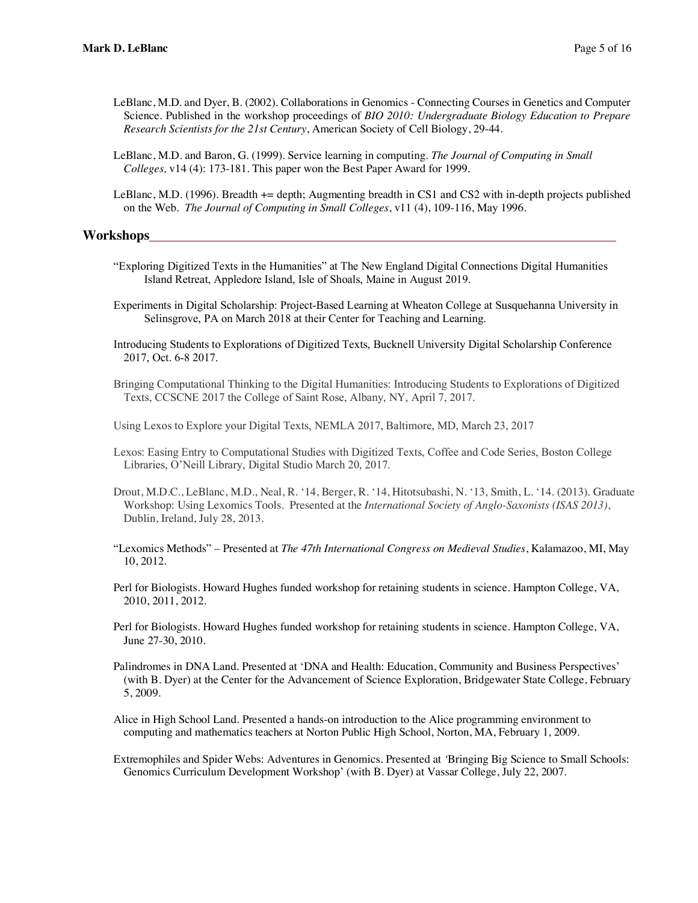LeBlanc, M.D. and Dyer, B. (2002). Collaborations in Genomics - Connecting Courses in Genetics and Computer Science. Published in the workshop proceedings of *BIO 2010: Undergraduate Biology Education to Prepare Research Scientists for the 21st Century*, American Society of Cell Biology, 29-44.

LeBlanc, M.D. and Baron, G. (1999). Service learning in computing. *The Journal of Computing in Small Colleges,* v14 (4): 173-181. This paper won the Best Paper Award for 1999.

LeBlanc, M.D. (1996). Breadth += depth; Augmenting breadth in CS1 and CS2 with in-depth projects published on the Web. *The Journal of Computing in Small Colleges*, v11 (4), 109-116, May 1996.

## Workshops

"Exploring Digitized Texts in the Humanities" at The New England Digital Connections Digital Humanities Island Retreat, Appledore Island, Isle of Shoals, Maine in August 2019.

Experiments in Digital Scholarship: Project-Based Learning at Wheaton College at Susquehanna University in Selinsgrove, PA on March 2018 at their Center for Teaching and Learning.

Introducing Students to Explorations of Digitized Texts, Bucknell University Digital Scholarship Conference 2017, Oct. 6-8 2017.

Bringing Computational Thinking to the Digital Humanities: Introducing Students to Explorations of Digitized Texts, CCSCNE 2017 the College of Saint Rose, Albany, NY, April 7, 2017.

Using Lexos to Explore your Digital Texts, NEMLA 2017, Baltimore, MD, March 23, 2017

Lexos: Easing Entry to Computational Studies with Digitized Texts, Coffee and Code Series, Boston College Libraries, O'Neill Library, Digital Studio March 20, 2017.

Drout, M.D.C., LeBlanc, M.D., Neal, R. '14, Berger, R. '14, Hitotsubashi, N. '13, Smith, L. '14. (2013). Graduate Workshop: Using Lexomics Tools. Presented at the *International Society of Anglo-Saxonists (ISAS 2013)*, Dublin, Ireland, July 28, 2013.

"Lexomics Methods" – Presented at *The 47th International Congress on Medieval Studies*, Kalamazoo, MI, May 10, 2012.

Perl for Biologists. Howard Hughes funded workshop for retaining students in science. Hampton College, VA, 2010, 2011, 2012.

Perl for Biologists. Howard Hughes funded workshop for retaining students in science. Hampton College, VA, June 27-30, 2010.

Palindromes in DNA Land. Presented at 'DNA and Health: Education, Community and Business Perspectives' (with B. Dyer) at the Center for the Advancement of Science Exploration, Bridgewater State College, February 5, 2009.

Alice in High School Land. Presented a hands-on introduction to the Alice programming environment to computing and mathematics teachers at Norton Public High School, Norton, MA, February 1, 2009.

Extremophiles and Spider Webs: Adventures in Genomics. Presented at 'Bringing Big Science to Small Schools: Genomics Curriculum Development Workshop' (with B. Dyer) at Vassar College, July 22, 2007.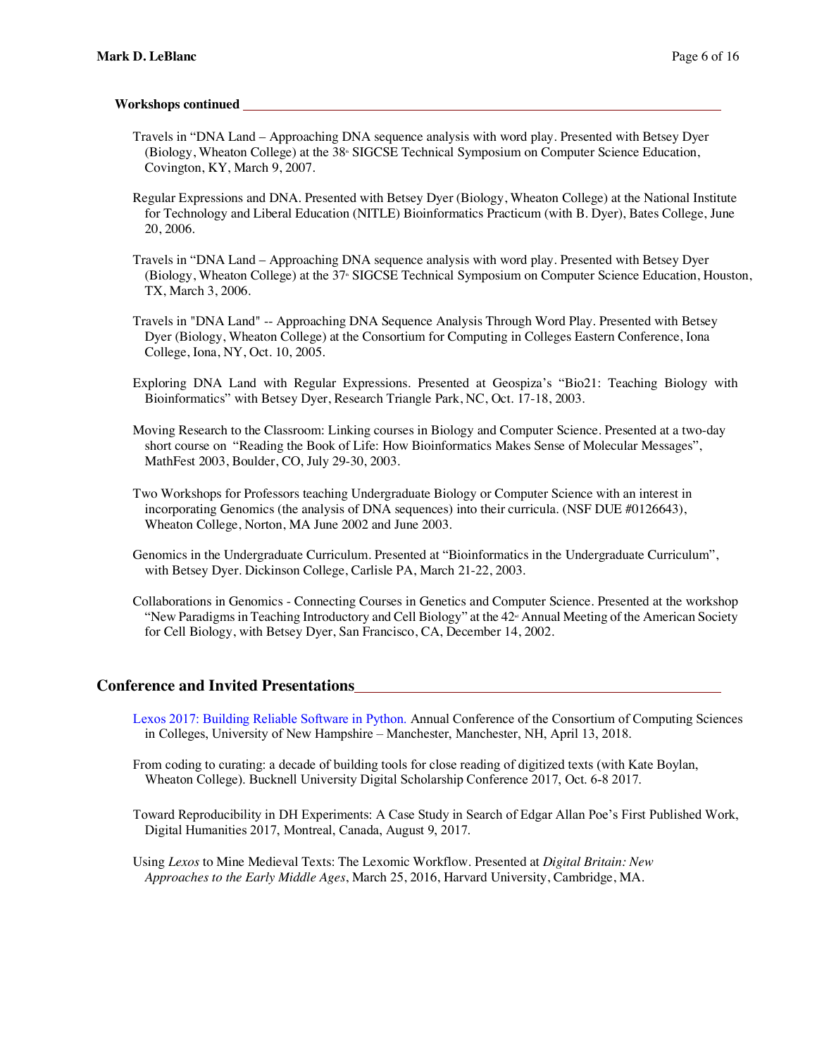### Workshops continued

Travels in "DNA Land – Approaching DNA sequence analysis with word play. Presented with Betsey Dyer (Biology, Wheaton College) at the 38th SIGCSE Technical Symposium on Computer Science Education, Covington, KY, March 9, 2007.

Regular Expressions and DNA. Presented with Betsey Dyer (Biology, Wheaton College) at the National Institute for Technology and Liberal Education (NITLE) Bioinformatics Practicum (with B. Dyer), Bates College, June 20, 2006.

Travels in "DNA Land – Approaching DNA sequence analysis with word play. Presented with Betsey Dyer (Biology, Wheaton College) at the 37th SIGCSE Technical Symposium on Computer Science Education, Houston, TX, March 3, 2006.

Travels in "DNA Land" -- Approaching DNA Sequence Analysis Through Word Play. Presented with Betsey Dyer (Biology, Wheaton College) at the Consortium for Computing in Colleges Eastern Conference, Iona College, Iona, NY, Oct. 10, 2005.

Exploring DNA Land with Regular Expressions. Presented at Geospiza's "Bio21: Teaching Biology with Bioinformatics" with Betsey Dyer, Research Triangle Park, NC, Oct. 17-18, 2003.

Moving Research to the Classroom: Linking courses in Biology and Computer Science. Presented at a two-day short course on "Reading the Book of Life: How Bioinformatics Makes Sense of Molecular Messages", MathFest 2003, Boulder, CO, July 29-30, 2003.

Two Workshops for Professors teaching Undergraduate Biology or Computer Science with an interest in incorporating Genomics (the analysis of DNA sequences) into their curricula. (NSF DUE #0126643), Wheaton College, Norton, MA June 2002 and June 2003.

Genomics in the Undergraduate Curriculum. Presented at "Bioinformatics in the Undergraduate Curriculum", with Betsey Dyer. Dickinson College, Carlisle PA, March 21-22, 2003.

Collaborations in Genomics - Connecting Courses in Genetics and Computer Science. Presented at the workshop "New Paradigms in Teaching Introductory and Cell Biology" at the 42nd Annual Meeting of the American Society for Cell Biology, with Betsey Dyer, San Francisco, CA, December 14, 2002.

## Conference and Invited Presentations

Lexos 2017: Building Reliable Software in Python. Annual Conference of the Consortium of Computing Sciences in Colleges, University of New Hampshire – Manchester, Manchester, NH, April 13, 2018.

From coding to curating: a decade of building tools for close reading of digitized texts (with Kate Boylan, Wheaton College). Bucknell University Digital Scholarship Conference 2017, Oct. 6-8 2017.

Toward Reproducibility in DH Experiments: A Case Study in Search of Edgar Allan Poe's First Published Work, Digital Humanities 2017, Montreal, Canada, August 9, 2017.

Using *Lexos* to Mine Medieval Texts: The Lexomic Workflow. Presented at *Digital Britain: New Approaches to the Early Middle Ages*, March 25, 2016, Harvard University, Cambridge, MA.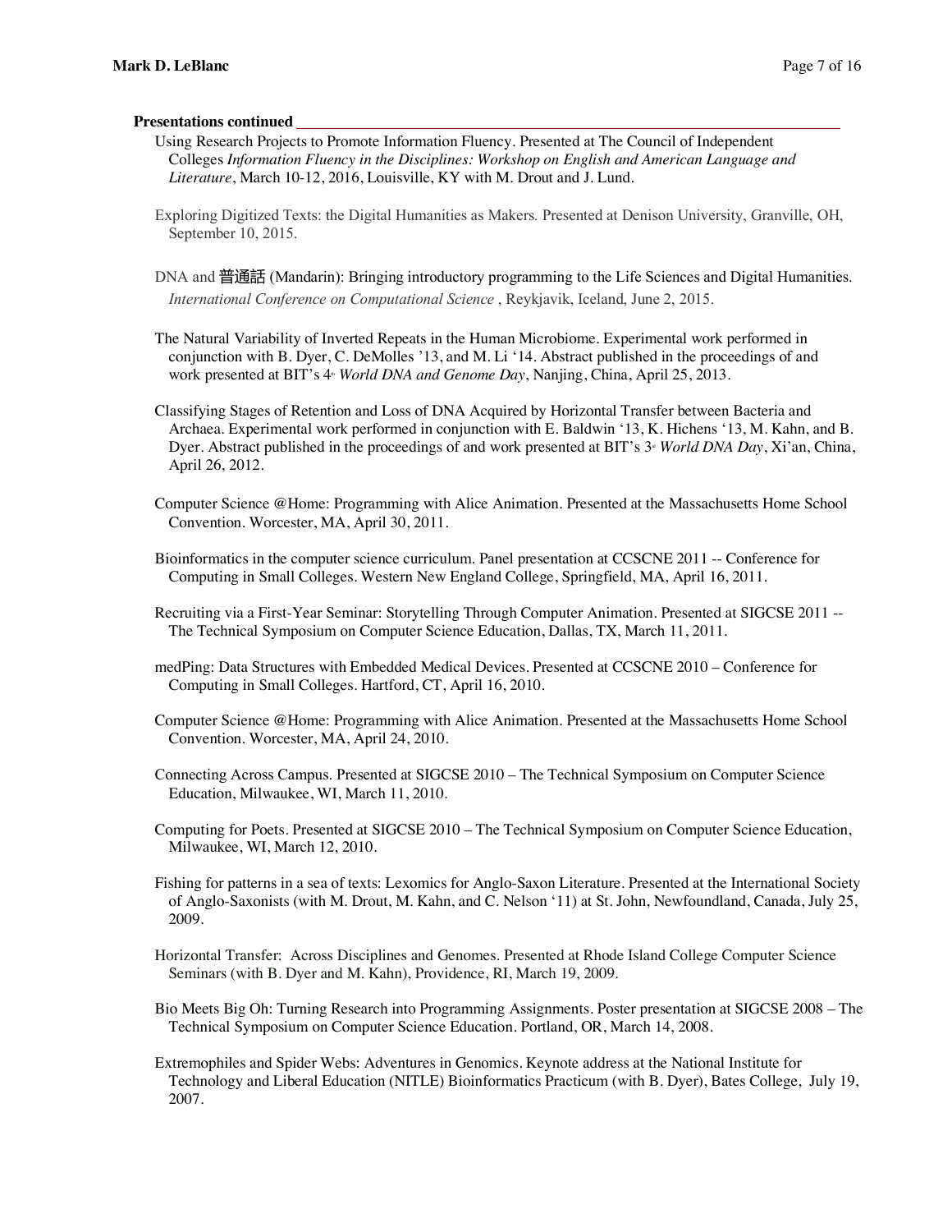**Presentations continued**

Using Research Projects to Promote Information Fluency. Presented at The Council of Independent Colleges *Information Fluency in the Disciplines: Workshop on English and American Language and Literature*, March 10-12, 2016, Louisville, KY with M. Drout and J. Lund.

Exploring Digitized Texts: the Digital Humanities as Makers. Presented at Denison University, Granville, OH, September 10, 2015.

DNA and 普通話 (Mandarin): Bringing introductory programming to the Life Sciences and Digital Humanities. *International Conference on Computational Science* , Reykjavik, Iceland, June 2, 2015.

The Natural Variability of Inverted Repeats in the Human Microbiome. Experimental work performed in conjunction with B. Dyer, C. DeMolles '13, and M. Li '14. Abstract published in the proceedings of and work presented at BIT's 4th *World DNA and Genome Day*, Nanjing, China, April 25, 2013.

Classifying Stages of Retention and Loss of DNA Acquired by Horizontal Transfer between Bacteria and Archaea. Experimental work performed in conjunction with E. Baldwin '13, K. Hichens '13, M. Kahn, and B. Dyer. Abstract published in the proceedings of and work presented at BIT's 3rd *World DNA Day*, Xi'an, China, April 26, 2012.

Computer Science @Home: Programming with Alice Animation. Presented at the Massachusetts Home School Convention. Worcester, MA, April 30, 2011.

Bioinformatics in the computer science curriculum. Panel presentation at CCSCNE 2011 -- Conference for Computing in Small Colleges. Western New England College, Springfield, MA, April 16, 2011.

Recruiting via a First-Year Seminar: Storytelling Through Computer Animation. Presented at SIGCSE 2011 -- The Technical Symposium on Computer Science Education, Dallas, TX, March 11, 2011.

medPing: Data Structures with Embedded Medical Devices. Presented at CCSCNE 2010 – Conference for Computing in Small Colleges. Hartford, CT, April 16, 2010.

Computer Science @Home: Programming with Alice Animation. Presented at the Massachusetts Home School Convention. Worcester, MA, April 24, 2010.

Connecting Across Campus. Presented at SIGCSE 2010 – The Technical Symposium on Computer Science Education, Milwaukee, WI, March 11, 2010.

Computing for Poets. Presented at SIGCSE 2010 – The Technical Symposium on Computer Science Education, Milwaukee, WI, March 12, 2010.

Fishing for patterns in a sea of texts: Lexomics for Anglo-Saxon Literature. Presented at the International Society of Anglo-Saxonists (with M. Drout, M. Kahn, and C. Nelson '11) at St. John, Newfoundland, Canada, July 25, 2009.

Horizontal Transfer: Across Disciplines and Genomes. Presented at Rhode Island College Computer Science Seminars (with B. Dyer and M. Kahn), Providence, RI, March 19, 2009.

Bio Meets Big Oh: Turning Research into Programming Assignments. Poster presentation at SIGCSE 2008 – The Technical Symposium on Computer Science Education. Portland, OR, March 14, 2008.

Extremophiles and Spider Webs: Adventures in Genomics. Keynote address at the National Institute for Technology and Liberal Education (NITLE) Bioinformatics Practicum (with B. Dyer), Bates College, July 19, 2007.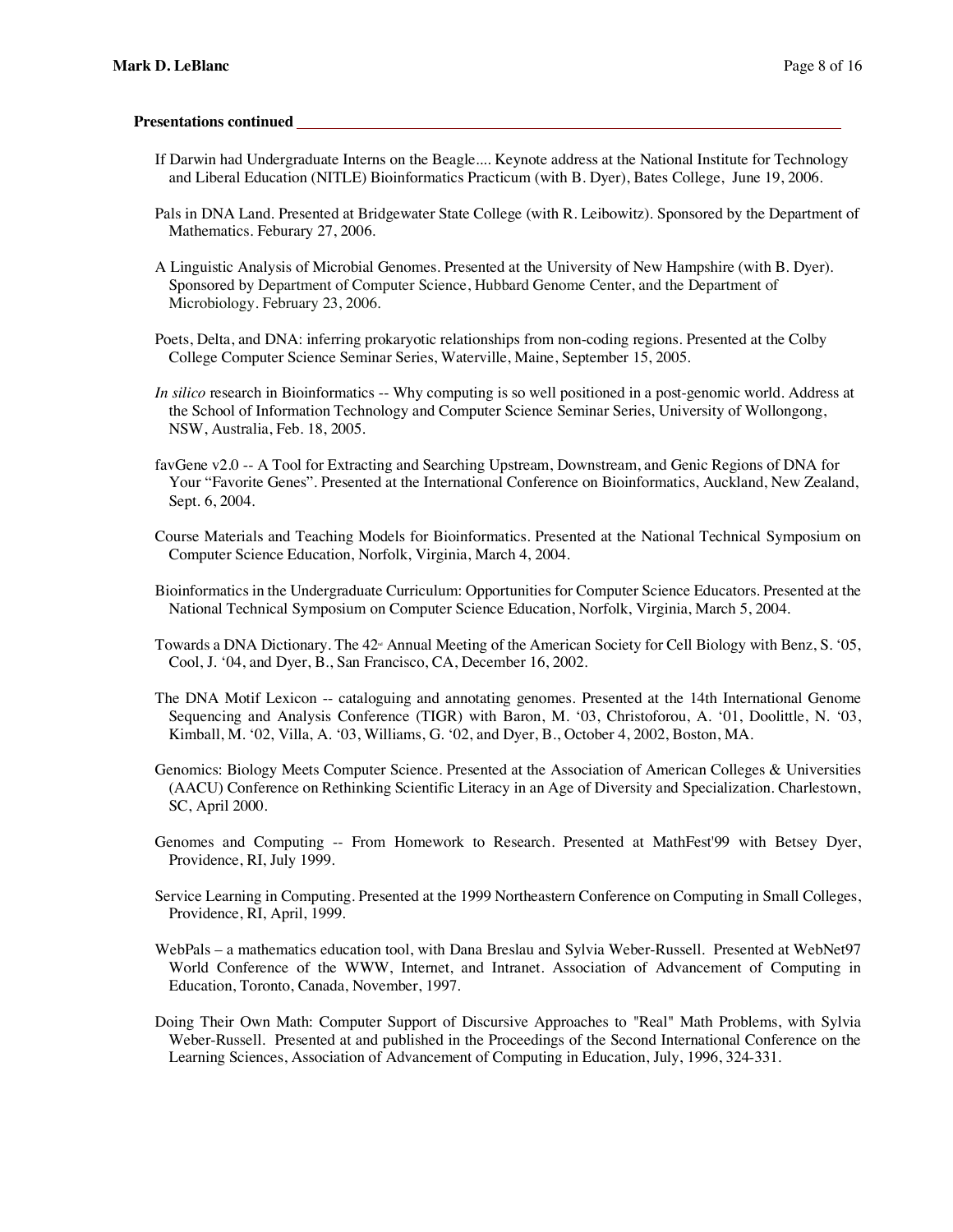**Presentations continued**

If Darwin had Undergraduate Interns on the Beagle.... Keynote address at the National Institute for Technology and Liberal Education (NITLE) Bioinformatics Practicum (with B. Dyer), Bates College, June 19, 2006.

Pals in DNA Land. Presented at Bridgewater State College (with R. Leibowitz). Sponsored by the Department of Mathematics. Feburary 27, 2006.

A Linguistic Analysis of Microbial Genomes. Presented at the University of New Hampshire (with B. Dyer). Sponsored by Department of Computer Science, Hubbard Genome Center, and the Department of Microbiology. February 23, 2006.

Poets, Delta, and DNA: inferring prokaryotic relationships from non-coding regions. Presented at the Colby College Computer Science Seminar Series, Waterville, Maine, September 15, 2005.

*In silico* research in Bioinformatics -- Why computing is so well positioned in a post-genomic world. Address at the School of Information Technology and Computer Science Seminar Series, University of Wollongong, NSW, Australia, Feb. 18, 2005.

favGene v2.0 -- A Tool for Extracting and Searching Upstream, Downstream, and Genic Regions of DNA for Your "Favorite Genes". Presented at the International Conference on Bioinformatics, Auckland, New Zealand, Sept. 6, 2004.

Course Materials and Teaching Models for Bioinformatics. Presented at the National Technical Symposium on Computer Science Education, Norfolk, Virginia, March 4, 2004.

Bioinformatics in the Undergraduate Curriculum: Opportunities for Computer Science Educators. Presented at the National Technical Symposium on Computer Science Education, Norfolk, Virginia, March 5, 2004.

Towards a DNA Dictionary. The 42nd Annual Meeting of the American Society for Cell Biology with Benz, S. '05, Cool, J. '04, and Dyer, B., San Francisco, CA, December 16, 2002.

The DNA Motif Lexicon -- cataloguing and annotating genomes. Presented at the 14th International Genome Sequencing and Analysis Conference (TIGR) with Baron, M. '03, Christoforou, A. '01, Doolittle, N. '03, Kimball, M. '02, Villa, A. '03, Williams, G. '02, and Dyer, B., October 4, 2002, Boston, MA.

Genomics: Biology Meets Computer Science. Presented at the Association of American Colleges & Universities (AACU) Conference on Rethinking Scientific Literacy in an Age of Diversity and Specialization. Charlestown, SC, April 2000.

Genomes and Computing -- From Homework to Research. Presented at MathFest'99 with Betsey Dyer, Providence, RI, July 1999.

Service Learning in Computing. Presented at the 1999 Northeastern Conference on Computing in Small Colleges, Providence, RI, April, 1999.

WebPals – a mathematics education tool, with Dana Breslau and Sylvia Weber-Russell. Presented at WebNet97 World Conference of the WWW, Internet, and Intranet. Association of Advancement of Computing in Education, Toronto, Canada, November, 1997.

Doing Their Own Math: Computer Support of Discursive Approaches to "Real" Math Problems, with Sylvia Weber-Russell. Presented at and published in the Proceedings of the Second International Conference on the Learning Sciences, Association of Advancement of Computing in Education, July, 1996, 324-331.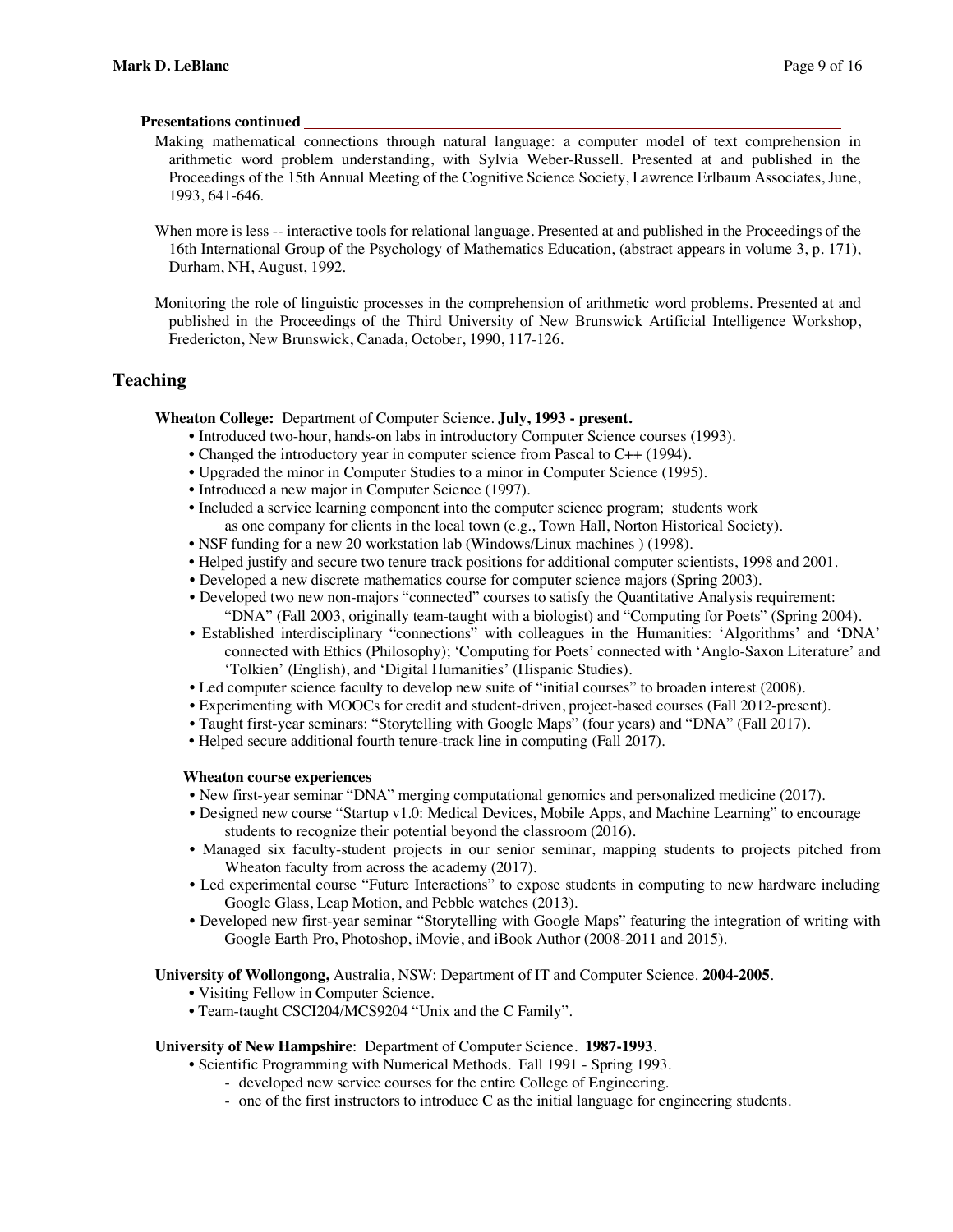### Presentations continued

Making mathematical connections through natural language: a computer model of text comprehension in arithmetic word problem understanding, with Sylvia Weber-Russell. Presented at and published in the Proceedings of the 15th Annual Meeting of the Cognitive Science Society, Lawrence Erlbaum Associates, June, 1993, 641-646.

When more is less -- interactive tools for relational language. Presented at and published in the Proceedings of the 16th International Group of the Psychology of Mathematics Education, (abstract appears in volume 3, p. 171), Durham, NH, August, 1992.

Monitoring the role of linguistic processes in the comprehension of arithmetic word problems. Presented at and published in the Proceedings of the Third University of New Brunswick Artificial Intelligence Workshop, Fredericton, New Brunswick, Canada, October, 1990, 117-126.

## Teaching

**Wheaton College:** Department of Computer Science. **July, 1993 - present.**

- Introduced two-hour, hands-on labs in introductory Computer Science courses (1993).
- Changed the introductory year in computer science from Pascal to C++ (1994).
- Upgraded the minor in Computer Studies to a minor in Computer Science (1995).
- Introduced a new major in Computer Science (1997).
- Included a service learning component into the computer science program; students work as one company for clients in the local town (e.g., Town Hall, Norton Historical Society).
- NSF funding for a new 20 workstation lab (Windows/Linux machines ) (1998).
- Helped justify and secure two tenure track positions for additional computer scientists, 1998 and 2001.
- Developed a new discrete mathematics course for computer science majors (Spring 2003).
- Developed two new non-majors "connected" courses to satisfy the Quantitative Analysis requirement: "DNA" (Fall 2003, originally team-taught with a biologist) and "Computing for Poets" (Spring 2004).
- Established interdisciplinary "connections" with colleagues in the Humanities: 'Algorithms' and 'DNA' connected with Ethics (Philosophy); 'Computing for Poets' connected with 'Anglo-Saxon Literature' and 'Tolkien' (English), and 'Digital Humanities' (Hispanic Studies).
- Led computer science faculty to develop new suite of "initial courses" to broaden interest (2008).
- Experimenting with MOOCs for credit and student-driven, project-based courses (Fall 2012-present).
- Taught first-year seminars: "Storytelling with Google Maps" (four years) and "DNA" (Fall 2017).
- Helped secure additional fourth tenure-track line in computing (Fall 2017).

**Wheaton course experiences**

- New first-year seminar "DNA" merging computational genomics and personalized medicine (2017).
- Designed new course "Startup v1.0: Medical Devices, Mobile Apps, and Machine Learning" to encourage students to recognize their potential beyond the classroom (2016).
- Managed six faculty-student projects in our senior seminar, mapping students to projects pitched from Wheaton faculty from across the academy (2017).
- Led experimental course "Future Interactions" to expose students in computing to new hardware including Google Glass, Leap Motion, and Pebble watches (2013).
- Developed new first-year seminar "Storytelling with Google Maps" featuring the integration of writing with Google Earth Pro, Photoshop, iMovie, and iBook Author (2008-2011 and 2015).

**University of Wollongong,** Australia, NSW: Department of IT and Computer Science. **2004-2005**.

- Visiting Fellow in Computer Science.
- Team-taught CSCI204/MCS9204 "Unix and the C Family".

**University of New Hampshire**: Department of Computer Science. **1987-1993**.

- Scientific Programming with Numerical Methods. Fall 1991 - Spring 1993.
  - developed new service courses for the entire College of Engineering.
  - one of the first instructors to introduce C as the initial language for engineering students.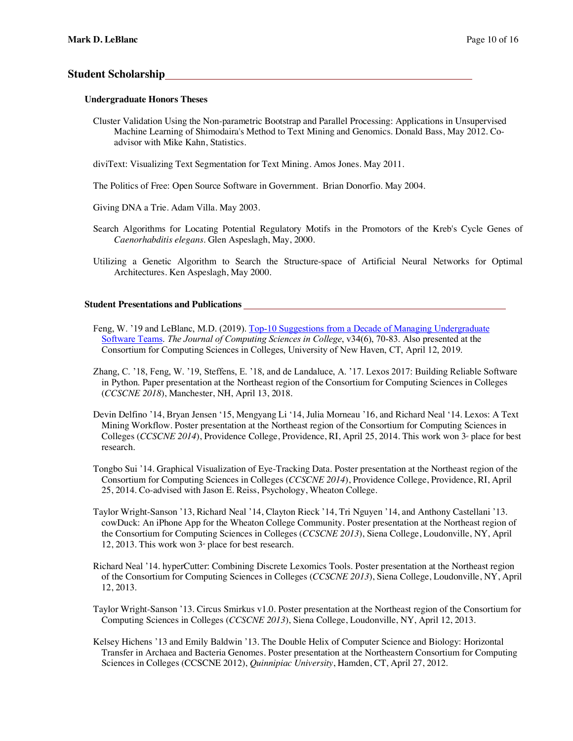## Student Scholarship

### Undergraduate Honors Theses

Cluster Validation Using the Non-parametric Bootstrap and Parallel Processing: Applications in Unsupervised Machine Learning of Shimodaira's Method to Text Mining and Genomics. Donald Bass, May 2012. Co-advisor with Mike Kahn, Statistics.

diviText: Visualizing Text Segmentation for Text Mining. Amos Jones. May 2011.

The Politics of Free: Open Source Software in Government. Brian Donorfio. May 2004.

Giving DNA a Trie. Adam Villa. May 2003.

Search Algorithms for Locating Potential Regulatory Motifs in the Promotors of the Kreb's Cycle Genes of *Caenorhabditis elegans*. Glen Aspeslagh, May, 2000.

Utilizing a Genetic Algorithm to Search the Structure-space of Artificial Neural Networks for Optimal Architectures. Ken Aspeslagh, May 2000.

### Student Presentations and Publications

Feng, W. '19 and LeBlanc, M.D. (2019). Top-10 Suggestions from a Decade of Managing Undergraduate Software Teams. *The Journal of Computing Sciences in College*, v34(6), 70-83. Also presented at the Consortium for Computing Sciences in Colleges, University of New Haven, CT, April 12, 2019.

Zhang, C. '18, Feng, W. '19, Steffens, E. '18, and de Landaluce, A. '17. Lexos 2017: Building Reliable Software in Python. Paper presentation at the Northeast region of the Consortium for Computing Sciences in Colleges (*CCSCNE 2018*), Manchester, NH, April 13, 2018.

Devin Delfino '14, Bryan Jensen '15, Mengyang Li '14, Julia Morneau '16, and Richard Neal '14. Lexos: A Text Mining Workflow. Poster presentation at the Northeast region of the Consortium for Computing Sciences in Colleges (*CCSCNE 2014*), Providence College, Providence, RI, April 25, 2014. This work won 3rd place for best research.

Tongbo Sui '14. Graphical Visualization of Eye-Tracking Data. Poster presentation at the Northeast region of the Consortium for Computing Sciences in Colleges (*CCSCNE 2014*), Providence College, Providence, RI, April 25, 2014. Co-advised with Jason E. Reiss, Psychology, Wheaton College.

Taylor Wright-Sanson '13, Richard Neal '14, Clayton Rieck '14, Tri Nguyen '14, and Anthony Castellani '13. cowDuck: An iPhone App for the Wheaton College Community. Poster presentation at the Northeast region of the Consortium for Computing Sciences in Colleges (*CCSCNE 2013*), Siena College, Loudonville, NY, April 12, 2013. This work won 3rd place for best research.

Richard Neal '14. hyperCutter: Combining Discrete Lexomics Tools. Poster presentation at the Northeast region of the Consortium for Computing Sciences in Colleges (*CCSCNE 2013*), Siena College, Loudonville, NY, April 12, 2013.

Taylor Wright-Sanson '13. Circus Smirkus v1.0. Poster presentation at the Northeast region of the Consortium for Computing Sciences in Colleges (*CCSCNE 2013*), Siena College, Loudonville, NY, April 12, 2013.

Kelsey Hichens '13 and Emily Baldwin '13. The Double Helix of Computer Science and Biology: Horizontal Transfer in Archaea and Bacteria Genomes. Poster presentation at the Northeastern Consortium for Computing Sciences in Colleges (CCSCNE 2012), *Quinnipiac University*, Hamden, CT, April 27, 2012.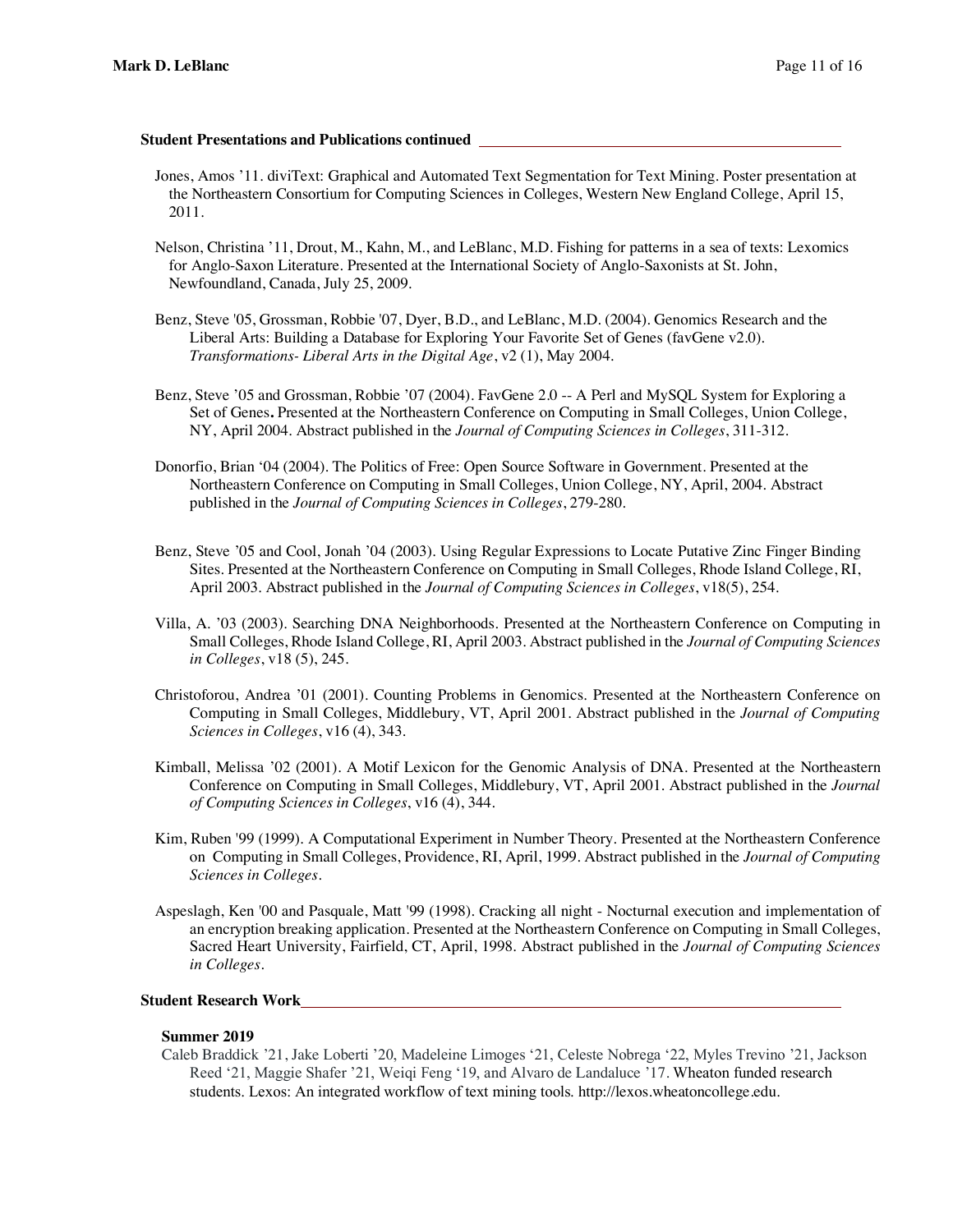### Student Presentations and Publications continued

Jones, Amos '11. diviText: Graphical and Automated Text Segmentation for Text Mining. Poster presentation at the Northeastern Consortium for Computing Sciences in Colleges, Western New England College, April 15, 2011.

Nelson, Christina '11, Drout, M., Kahn, M., and LeBlanc, M.D. Fishing for patterns in a sea of texts: Lexomics for Anglo-Saxon Literature. Presented at the International Society of Anglo-Saxonists at St. John, Newfoundland, Canada, July 25, 2009.

Benz, Steve '05, Grossman, Robbie '07, Dyer, B.D., and LeBlanc, M.D. (2004). Genomics Research and the Liberal Arts: Building a Database for Exploring Your Favorite Set of Genes (favGene v2.0). *Transformations- Liberal Arts in the Digital Age*, v2 (1), May 2004.

Benz, Steve '05 and Grossman, Robbie '07 (2004). FavGene 2.0 -- A Perl and MySQL System for Exploring a Set of Genes**.** Presented at the Northeastern Conference on Computing in Small Colleges, Union College, NY, April 2004. Abstract published in the *Journal of Computing Sciences in Colleges*, 311-312.

Donorfio, Brian '04 (2004). The Politics of Free: Open Source Software in Government. Presented at the Northeastern Conference on Computing in Small Colleges, Union College, NY, April, 2004. Abstract published in the *Journal of Computing Sciences in Colleges*, 279-280.

Benz, Steve '05 and Cool, Jonah '04 (2003). Using Regular Expressions to Locate Putative Zinc Finger Binding Sites. Presented at the Northeastern Conference on Computing in Small Colleges, Rhode Island College, RI, April 2003. Abstract published in the *Journal of Computing Sciences in Colleges*, v18(5), 254.

Villa, A. '03 (2003). Searching DNA Neighborhoods. Presented at the Northeastern Conference on Computing in Small Colleges, Rhode Island College, RI, April 2003. Abstract published in the *Journal of Computing Sciences in Colleges*, v18 (5), 245.

Christoforou, Andrea '01 (2001). Counting Problems in Genomics. Presented at the Northeastern Conference on Computing in Small Colleges, Middlebury, VT, April 2001. Abstract published in the *Journal of Computing Sciences in Colleges*, v16 (4), 343.

Kimball, Melissa '02 (2001). A Motif Lexicon for the Genomic Analysis of DNA. Presented at the Northeastern Conference on Computing in Small Colleges, Middlebury, VT, April 2001. Abstract published in the *Journal of Computing Sciences in Colleges*, v16 (4), 344.

Kim, Ruben '99 (1999). A Computational Experiment in Number Theory. Presented at the Northeastern Conference on Computing in Small Colleges, Providence, RI, April, 1999. Abstract published in the *Journal of Computing Sciences in Colleges*.

Aspeslagh, Ken '00 and Pasquale, Matt '99 (1998). Cracking all night - Nocturnal execution and implementation of an encryption breaking application. Presented at the Northeastern Conference on Computing in Small Colleges, Sacred Heart University, Fairfield, CT, April, 1998. Abstract published in the *Journal of Computing Sciences in Colleges*.

### Student Research Work

**Summer 2019**

Caleb Braddick '21, Jake Loberti '20, Madeleine Limoges '21, Celeste Nobrega '22, Myles Trevino '21, Jackson Reed '21, Maggie Shafer '21, Weiqi Feng '19, and Alvaro de Landaluce '17. Wheaton funded research students. Lexos: An integrated workflow of text mining tools. http://lexos.wheatoncollege.edu.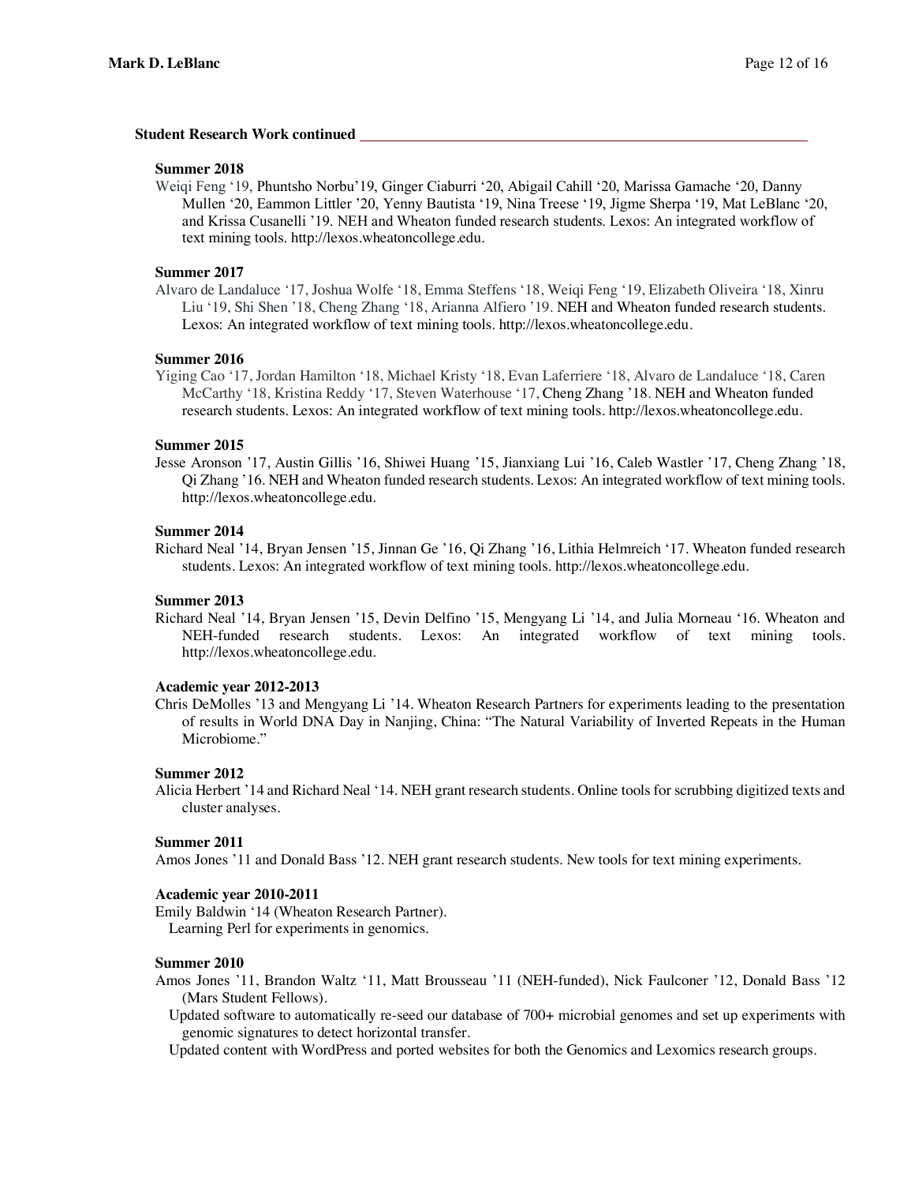**Student Research Work continued**

**Summer 2018**

Weiqi Feng '19, Phuntsho Norbu'19, Ginger Ciaburri '20, Abigail Cahill '20, Marissa Gamache '20, Danny Mullen '20, Eammon Littler '20, Yenny Bautista '19, Nina Treese '19, Jigme Sherpa '19, Mat LeBlanc '20, and Krissa Cusanelli '19. NEH and Wheaton funded research students. Lexos: An integrated workflow of text mining tools. http://lexos.wheatoncollege.edu.

**Summer 2017**

Alvaro de Landaluce '17, Joshua Wolfe '18, Emma Steffens '18, Weiqi Feng '19, Elizabeth Oliveira '18, Xinru Liu '19, Shi Shen '18, Cheng Zhang '18, Arianna Alfiero '19. NEH and Wheaton funded research students. Lexos: An integrated workflow of text mining tools. http://lexos.wheatoncollege.edu.

**Summer 2016**

Yiging Cao '17, Jordan Hamilton '18, Michael Kristy '18, Evan Laferriere '18, Alvaro de Landaluce '18, Caren McCarthy '18, Kristina Reddy '17, Steven Waterhouse '17, Cheng Zhang '18. NEH and Wheaton funded research students. Lexos: An integrated workflow of text mining tools. http://lexos.wheatoncollege.edu.

**Summer 2015**

Jesse Aronson '17, Austin Gillis '16, Shiwei Huang '15, Jianxiang Lui '16, Caleb Wastler '17, Cheng Zhang '18, Qi Zhang '16. NEH and Wheaton funded research students. Lexos: An integrated workflow of text mining tools. http://lexos.wheatoncollege.edu.

**Summer 2014**

Richard Neal '14, Bryan Jensen '15, Jinnan Ge '16, Qi Zhang '16, Lithia Helmreich '17. Wheaton funded research students. Lexos: An integrated workflow of text mining tools. http://lexos.wheatoncollege.edu.

**Summer 2013**

Richard Neal '14, Bryan Jensen '15, Devin Delfino '15, Mengyang Li '14, and Julia Morneau '16. Wheaton and NEH-funded research students. Lexos: An integrated workflow of text mining tools. http://lexos.wheatoncollege.edu.

**Academic year 2012-2013**

Chris DeMolles '13 and Mengyang Li '14. Wheaton Research Partners for experiments leading to the presentation of results in World DNA Day in Nanjing, China: "The Natural Variability of Inverted Repeats in the Human Microbiome."

**Summer 2012**

Alicia Herbert '14 and Richard Neal '14. NEH grant research students. Online tools for scrubbing digitized texts and cluster analyses.

**Summer 2011**

Amos Jones '11 and Donald Bass '12. NEH grant research students. New tools for text mining experiments.

**Academic year 2010-2011**

Emily Baldwin '14 (Wheaton Research Partner).
Learning Perl for experiments in genomics.

**Summer 2010**

Amos Jones '11, Brandon Waltz '11, Matt Brousseau '11 (NEH-funded), Nick Faulconer '12, Donald Bass '12 (Mars Student Fellows).
Updated software to automatically re-seed our database of 700+ microbial genomes and set up experiments with genomic signatures to detect horizontal transfer.
Updated content with WordPress and ported websites for both the Genomics and Lexomics research groups.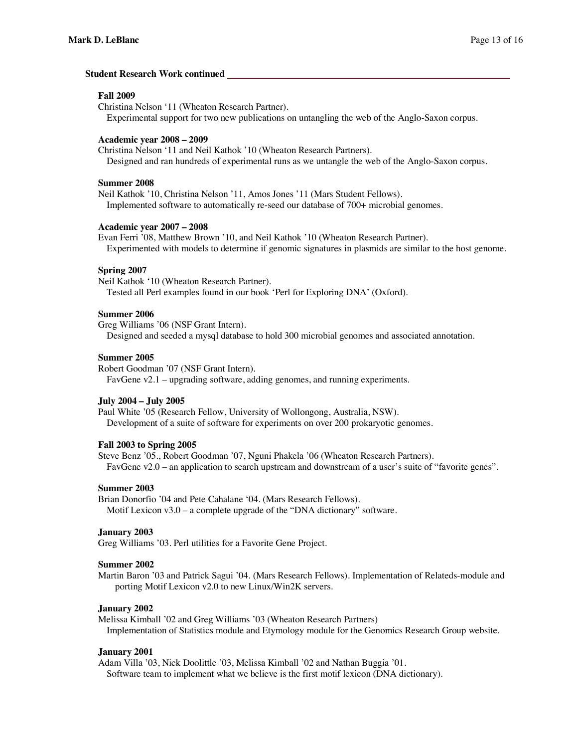## Student Research Work continued

**Fall 2009**
Christina Nelson '11 (Wheaton Research Partner).
Experimental support for two new publications on untangling the web of the Anglo-Saxon corpus.

**Academic year 2008 – 2009**
Christina Nelson '11 and Neil Kathok '10 (Wheaton Research Partners).
Designed and ran hundreds of experimental runs as we untangle the web of the Anglo-Saxon corpus.

**Summer 2008**
Neil Kathok '10, Christina Nelson '11, Amos Jones '11 (Mars Student Fellows).
Implemented software to automatically re-seed our database of 700+ microbial genomes.

**Academic year 2007 – 2008**
Evan Ferri '08, Matthew Brown '10, and Neil Kathok '10 (Wheaton Research Partner).
Experimented with models to determine if genomic signatures in plasmids are similar to the host genome.

**Spring 2007**
Neil Kathok '10 (Wheaton Research Partner).
Tested all Perl examples found in our book 'Perl for Exploring DNA' (Oxford).

**Summer 2006**
Greg Williams '06 (NSF Grant Intern).
Designed and seeded a mysql database to hold 300 microbial genomes and associated annotation.

**Summer 2005**
Robert Goodman '07 (NSF Grant Intern).
FavGene v2.1 – upgrading software, adding genomes, and running experiments.

**July 2004 – July 2005**
Paul White '05 (Research Fellow, University of Wollongong, Australia, NSW).
Development of a suite of software for experiments on over 200 prokaryotic genomes.

**Fall 2003 to Spring 2005**
Steve Benz '05., Robert Goodman '07, Nguni Phakela '06 (Wheaton Research Partners).
FavGene v2.0 – an application to search upstream and downstream of a user's suite of "favorite genes".

**Summer 2003**
Brian Donorfio '04 and Pete Cahalane '04. (Mars Research Fellows).
Motif Lexicon v3.0 – a complete upgrade of the "DNA dictionary" software.

**January 2003**
Greg Williams '03. Perl utilities for a Favorite Gene Project.

**Summer 2002**
Martin Baron '03 and Patrick Sagui '04. (Mars Research Fellows). Implementation of Relateds-module and porting Motif Lexicon v2.0 to new Linux/Win2K servers.

**January 2002**
Melissa Kimball '02 and Greg Williams '03 (Wheaton Research Partners)
Implementation of Statistics module and Etymology module for the Genomics Research Group website.

**January 2001**
Adam Villa '03, Nick Doolittle '03, Melissa Kimball '02 and Nathan Buggia '01.
Software team to implement what we believe is the first motif lexicon (DNA dictionary).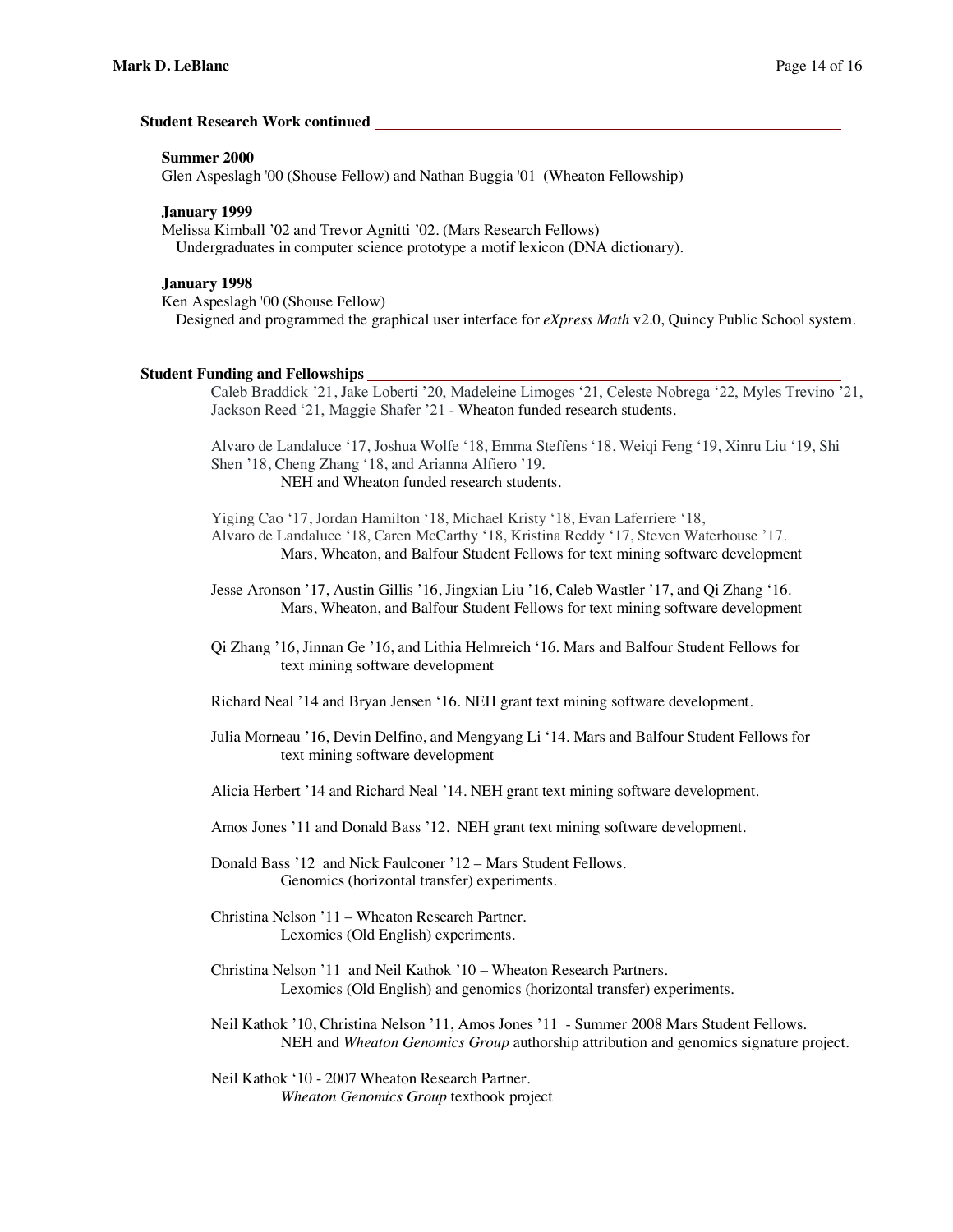**Student Research Work continued**

**Summer 2000**
Glen Aspeslagh '00 (Shouse Fellow) and Nathan Buggia '01 (Wheaton Fellowship)

**January 1999**
Melissa Kimball '02 and Trevor Agnitti '02. (Mars Research Fellows)
Undergraduates in computer science prototype a motif lexicon (DNA dictionary).

**January 1998**
Ken Aspeslagh '00 (Shouse Fellow)
Designed and programmed the graphical user interface for *eXpress Math* v2.0, Quincy Public School system.

**Student Funding and Fellowships**

Caleb Braddick '21, Jake Loberti '20, Madeleine Limoges '21, Celeste Nobrega '22, Myles Trevino '21, Jackson Reed '21, Maggie Shafer '21 - Wheaton funded research students.

Alvaro de Landaluce '17, Joshua Wolfe '18, Emma Steffens '18, Weiqi Feng '19, Xinru Liu '19, Shi Shen '18, Cheng Zhang '18, and Arianna Alfiero '19.
NEH and Wheaton funded research students.

Yiging Cao '17, Jordan Hamilton '18, Michael Kristy '18, Evan Laferriere '18, Alvaro de Landaluce '18, Caren McCarthy '18, Kristina Reddy '17, Steven Waterhouse '17.
Mars, Wheaton, and Balfour Student Fellows for text mining software development

Jesse Aronson '17, Austin Gillis '16, Jingxian Liu '16, Caleb Wastler '17, and Qi Zhang '16.
Mars, Wheaton, and Balfour Student Fellows for text mining software development

Qi Zhang '16, Jinnan Ge '16, and Lithia Helmreich '16. Mars and Balfour Student Fellows for text mining software development

Richard Neal '14 and Bryan Jensen '16. NEH grant text mining software development.

Julia Morneau '16, Devin Delfino, and Mengyang Li '14. Mars and Balfour Student Fellows for text mining software development

Alicia Herbert '14 and Richard Neal '14. NEH grant text mining software development.

Amos Jones '11 and Donald Bass '12. NEH grant text mining software development.

Donald Bass '12 and Nick Faulconer '12 – Mars Student Fellows.
Genomics (horizontal transfer) experiments.

Christina Nelson '11 – Wheaton Research Partner.
Lexomics (Old English) experiments.

Christina Nelson '11 and Neil Kathok '10 – Wheaton Research Partners.
Lexomics (Old English) and genomics (horizontal transfer) experiments.

Neil Kathok '10, Christina Nelson '11, Amos Jones '11 - Summer 2008 Mars Student Fellows.
NEH and *Wheaton Genomics Group* authorship attribution and genomics signature project.

Neil Kathok '10 - 2007 Wheaton Research Partner.
*Wheaton Genomics Group* textbook project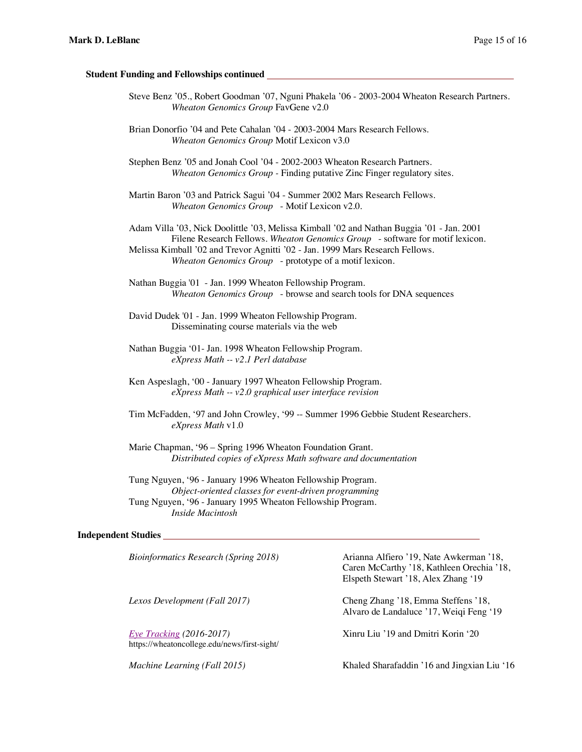**Student Funding and Fellowships continued**

Steve Benz ’05., Robert Goodman ’07, Nguni Phakela ’06 - 2003-2004 Wheaton Research Partners.
*Wheaton Genomics Group* FavGene v2.0

Brian Donorfio ’04 and Pete Cahalan ’04 - 2003-2004 Mars Research Fellows.
*Wheaton Genomics Group* Motif Lexicon v3.0

Stephen Benz ’05 and Jonah Cool ’04 - 2002-2003 Wheaton Research Partners.
*Wheaton Genomics Group* - Finding putative Zinc Finger regulatory sites.

Martin Baron ’03 and Patrick Sagui ’04 - Summer 2002 Mars Research Fellows.
*Wheaton Genomics Group* - Motif Lexicon v2.0.

Adam Villa ’03, Nick Doolittle ’03, Melissa Kimball ’02 and Nathan Buggia ’01 - Jan. 2001 Filene Research Fellows. *Wheaton Genomics Group* - software for motif lexicon.
Melissa Kimball ’02 and Trevor Agnitti ’02 - Jan. 1999 Mars Research Fellows.
*Wheaton Genomics Group* - prototype of a motif lexicon.

Nathan Buggia '01 - Jan. 1999 Wheaton Fellowship Program.
*Wheaton Genomics Group* - browse and search tools for DNA sequences

David Dudek '01 - Jan. 1999 Wheaton Fellowship Program.
Disseminating course materials via the web

Nathan Buggia ‘01- Jan. 1998 Wheaton Fellowship Program.
*eXpress Math -- v2.1 Perl database*

Ken Aspeslagh, ‘00 - January 1997 Wheaton Fellowship Program.
*eXpress Math -- v2.0 graphical user interface revision*

Tim McFadden, ‘97 and John Crowley, ‘99 -- Summer 1996 Gebbie Student Researchers.
*eXpress Math* v1.0

Marie Chapman, ‘96 – Spring 1996 Wheaton Foundation Grant.
*Distributed copies of eXpress Math software and documentation*

Tung Nguyen, ‘96 - January 1996 Wheaton Fellowship Program.
*Object-oriented classes for event-driven programming*
Tung Nguyen, ‘96 - January 1995 Wheaton Fellowship Program.
*Inside Macintosh*

**Independent Studies**

| | |
|---|---|
| *Bioinformatics Research (Spring 2018)* | Arianna Alfiero ’19, Nate Awkerman ’18, Caren McCarthy ’18, Kathleen Orechia ’18, Elspeth Stewart ’18, Alex Zhang ‘19 |
| *Lexos Development (Fall 2017)* | Cheng Zhang ’18, Emma Steffens ’18, Alvaro de Landaluce ’17, Weiqi Feng ‘19 |
| *Eye Tracking (2016-2017)* https://wheatoncollege.edu/news/first-sight/ | Xinru Liu ’19 and Dmitri Korin ‘20 |
| *Machine Learning (Fall 2015)* | Khaled Sharafaddin ’16 and Jingxian Liu ‘16 |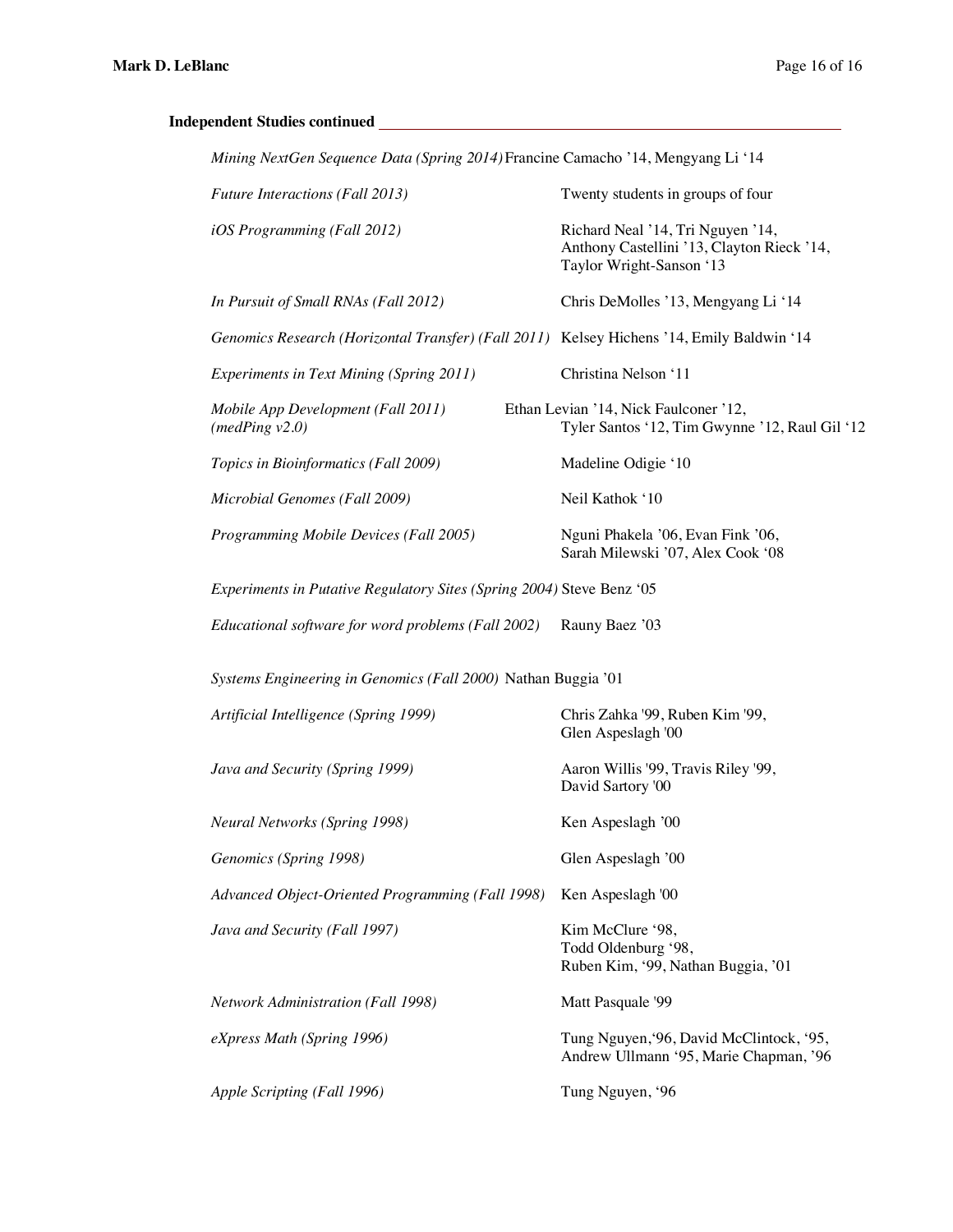**Independent Studies continued**

| | |
|---|---|
| *Mining NextGen Sequence Data (Spring 2014)* | Francine Camacho '14, Mengyang Li '14 |
| *Future Interactions (Fall 2013)* | Twenty students in groups of four |
| *iOS Programming (Fall 2012)* | Richard Neal '14, Tri Nguyen '14, Anthony Castellini '13, Clayton Rieck '14, Taylor Wright-Sanson '13 |
| *In Pursuit of Small RNAs (Fall 2012)* | Chris DeMolles '13, Mengyang Li '14 |
| *Genomics Research (Horizontal Transfer) (Fall 2011)* | Kelsey Hichens '14, Emily Baldwin '14 |
| *Experiments in Text Mining (Spring 2011)* | Christina Nelson '11 |
| *Mobile App Development (Fall 2011) (medPing v2.0)* | Ethan Levian '14, Nick Faulconer '12, Tyler Santos '12, Tim Gwynne '12, Raul Gil '12 |
| *Topics in Bioinformatics (Fall 2009)* | Madeline Odigie '10 |
| *Microbial Genomes (Fall 2009)* | Neil Kathok '10 |
| *Programming Mobile Devices (Fall 2005)* | Nguni Phakela '06, Evan Fink '06, Sarah Milewski '07, Alex Cook '08 |
| *Experiments in Putative Regulatory Sites (Spring 2004)* | Steve Benz '05 |
| *Educational software for word problems (Fall 2002)* | Rauny Baez '03 |
| *Systems Engineering in Genomics (Fall 2000)* | Nathan Buggia '01 |
| *Artificial Intelligence (Spring 1999)* | Chris Zahka '99, Ruben Kim '99, Glen Aspeslagh '00 |
| *Java and Security (Spring 1999)* | Aaron Willis '99, Travis Riley '99, David Sartory '00 |
| *Neural Networks (Spring 1998)* | Ken Aspeslagh '00 |
| *Genomics (Spring 1998)* | Glen Aspeslagh '00 |
| *Advanced Object-Oriented Programming (Fall 1998)* | Ken Aspeslagh '00 |
| *Java and Security (Fall 1997)* | Kim McClure '98, Todd Oldenburg '98, Ruben Kim, '99, Nathan Buggia, '01 |
| *Network Administration (Fall 1998)* | Matt Pasquale '99 |
| *eXpress Math (Spring 1996)* | Tung Nguyen,'96, David McClintock, '95, Andrew Ullmann '95, Marie Chapman, '96 |
| *Apple Scripting (Fall 1996)* | Tung Nguyen, '96 |